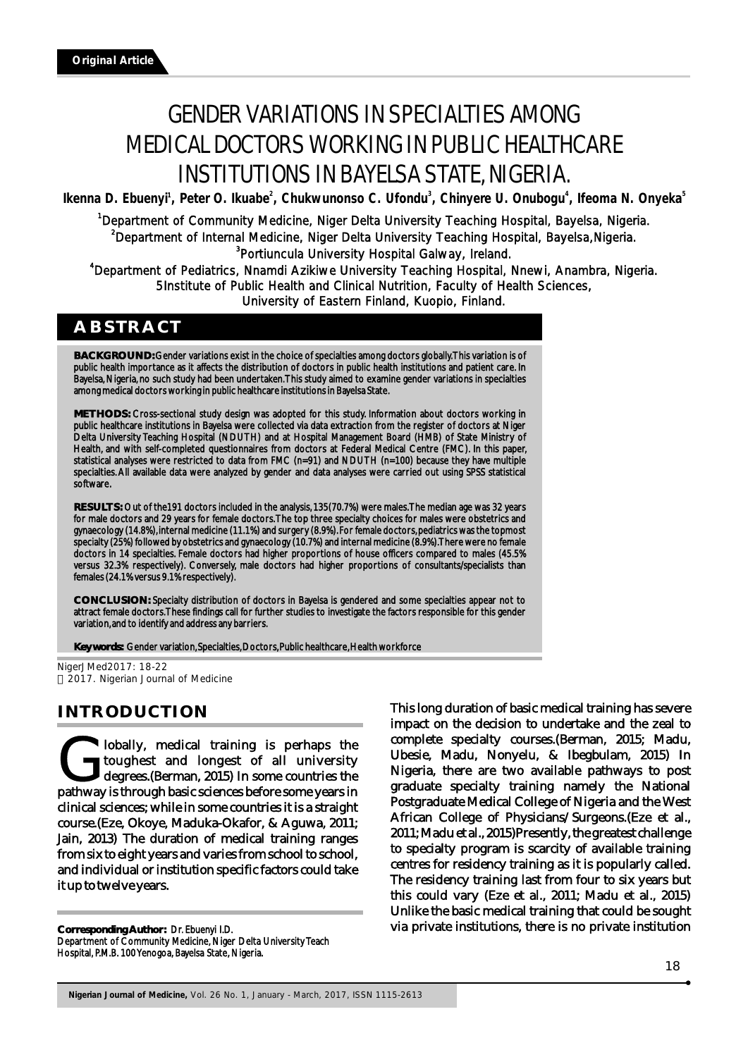**Original Article**

# GENDER VARIATIONS IN SPECIALTIES AMONG MEDICAL DOCTORS WORKING IN PUBLIC HEALTHCARE INSTITUTIONS IN BAYELSA STATE, NIGERIA.

**Ikenna D. Ebuenyi[1], Peter O. Ikuabe[2], Chukwunonso C. Ufondu[3], Chinyere U. Onubogu[4], Ifeoma N. Onyeka[5]**

[1]Department of Community Medicine, Niger Delta University Teaching Hospital, Bayelsa, Nigeria.
[2]Department of Internal Medicine, Niger Delta University Teaching Hospital, Bayelsa, Nigeria.
[3]Portiuncula University Hospital Galway, Ireland.
[4]Department of Pediatrics, Nnamdi Azikiwe University Teaching Hospital, Nnewi, Anambra, Nigeria.
5Institute of Public Health and Clinical Nutrition, Faculty of Health Sciences, University of Eastern Finland, Kuopio, Finland.

## ABSTRACT

**BACKGROUND:** Gender variations exist in the choice of specialties among doctors globally. This variation is of public health importance as it affects the distribution of doctors in public health institutions and patient care. In Bayelsa, Nigeria, no such study had been undertaken. This study aimed to examine gender variations in specialties among medical doctors working in public healthcare institutions in Bayelsa State.

**METHODS:** Cross-sectional study design was adopted for this study. Information about doctors working in public healthcare institutions in Bayelsa were collected via data extraction from the register of doctors at Niger Delta University Teaching Hospital (NDUTH) and at Hospital Management Board (HMB) of State Ministry of Health, and with self-completed questionnaires from doctors at Federal Medical Centre (FMC). In this paper, statistical analyses were restricted to data from FMC (n=91) and NDUTH (n=100) because they have multiple specialties. All available data were analyzed by gender and data analyses were carried out using SPSS statistical software.

**RESULTS:** Out of the191 doctors included in the analysis, 135(70.7%) were males. The median age was 32 years for male doctors and 29 years for female doctors. The top three specialty choices for males were obstetrics and gynaecology (14.8%), internal medicine (11.1%) and surgery (8.9%). For female doctors, pediatrics was the topmost specialty (25%) followed by obstetrics and gynaecology (10.7%) and internal medicine (8.9%). There were no female doctors in 14 specialties. Female doctors had higher proportions of house officers compared to males (45.5% versus 32.3% respectively). Conversely, male doctors had higher proportions of consultants/specialists than females (24.1% versus 9.1% respectively).

**CONCLUSION:** Specialty distribution of doctors in Bayelsa is gendered and some specialties appear not to attract female doctors. These findings call for further studies to investigate the factors responsible for this gender variation, and to identify and address any barriers.

**Keywords:** Gender variation, Specialties, Doctors, Public healthcare, Health workforce

NigerJMed2017: 18-22
© 2017. Nigerian Journal of Medicine

## INTRODUCTION

Globally, medical training is perhaps the toughest and longest of all university degrees.(Berman, 2015) In some countries the pathway is through basic sciences before some years in clinical sciences; while in some countries it is a straight course.(Eze, Okoye, Maduka-Okafor, & Aguwa, 2011; Jain, 2013) The duration of medical training ranges from six to eight years and varies from school to school, and individual or institution specific factors could take it up to twelve years.

This long duration of basic medical training has severe impact on the decision to undertake and the zeal to complete specialty courses.(Berman, 2015; Madu, Ubesie, Madu, Nonyelu, & Ibegbulam, 2015) In Nigeria, there are two available pathways to post graduate specialty training namely the National Postgraduate Medical College of Nigeria and the West African College of Physicians/Surgeons.(Eze et al., 2011; Madu et al., 2015) Presently, the greatest challenge to specialty program is scarcity of available training centres for residency training as it is popularly called. The residency training last from four to six years but this could vary (Eze et al., 2011; Madu et al., 2015) Unlike the basic medical training that could be sought via private institutions, there is no private institution

**Corresponding Author:** Dr. Ebuenyi I.D.
Department of Community Medicine, Niger Delta University Teach Hospital, P.M.B. 100 Yenogoa, Bayelsa State, Nigeria.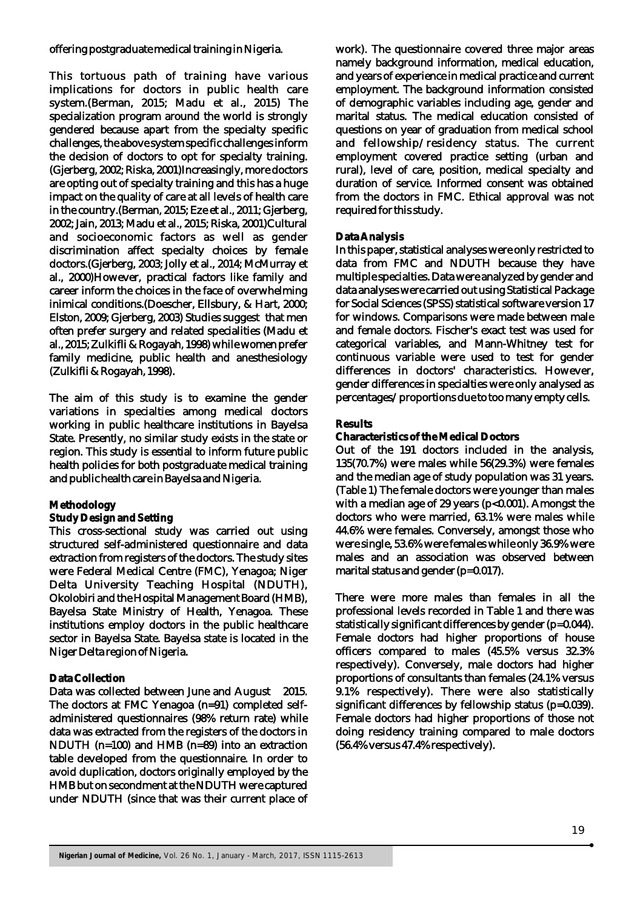offering postgraduate medical training in Nigeria.

This tortuous path of training have various implications for doctors in public health care system.(Berman, 2015; Madu et al., 2015) The specialization program around the world is strongly gendered because apart from the specialty specific challenges, the above system specific challenges inform the decision of doctors to opt for specialty training.(Gjerberg, 2002; Riska, 2001)Increasingly, more doctors are opting out of specialty training and this has a huge impact on the quality of care at all levels of health care in the country.(Berman, 2015; Eze et al., 2011; Gjerberg, 2002; Jain, 2013; Madu et al., 2015; Riska, 2001)Cultural and socioeconomic factors as well as gender discrimination affect specialty choices by female doctors.(Gjerberg, 2003; Jolly et al., 2014; McMurray et al., 2000)However, practical factors like family and career inform the choices in the face of overwhelming inimical conditions.(Doescher, Ellsbury, & Hart, 2000; Elston, 2009; Gjerberg, 2003) Studies suggest that men often prefer surgery and related specialities (Madu et al., 2015; Zulkifli & Rogayah, 1998) while women prefer family medicine, public health and anesthesiology (Zulkifli & Rogayah, 1998).

The aim of this study is to examine the gender variations in specialties among medical doctors working in public healthcare institutions in Bayelsa State. Presently, no similar study exists in the state or region. This study is essential to inform future public health policies for both postgraduate medical training and public health care in Bayelsa and Nigeria.

## Methodology

### Study Design and Setting

This cross-sectional study was carried out using structured self-administered questionnaire and data extraction from registers of the doctors. The study sites were Federal Medical Centre (FMC), Yenagoa; Niger Delta University Teaching Hospital (NDUTH), Okolobiri and the Hospital Management Board (HMB), Bayelsa State Ministry of Health, Yenagoa. These institutions employ doctors in the public healthcare sector in Bayelsa State. Bayelsa state is located in the Niger Delta region of Nigeria.

### Data Collection

Data was collected between June and August 2015. The doctors at FMC Yenagoa (n=91) completed self-administered questionnaires (98% return rate) while data was extracted from the registers of the doctors in NDUTH (n=100) and HMB (n=89) into an extraction table developed from the questionnaire. In order to avoid duplication, doctors originally employed by the HMB but on secondment at the NDUTH were captured under NDUTH (since that was their current place of work). The questionnaire covered three major areas namely background information, medical education, and years of experience in medical practice and current employment. The background information consisted of demographic variables including age, gender and marital status. The medical education consisted of questions on year of graduation from medical school and fellowship/residency status. The current employment covered practice setting (urban and rural), level of care, position, medical specialty and duration of service. Informed consent was obtained from the doctors in FMC. Ethical approval was not required for this study.

### Data Analysis

In this paper, statistical analyses were only restricted to data from FMC and NDUTH because they have multiple specialties. Data were analyzed by gender and data analyses were carried out using Statistical Package for Social Sciences (SPSS) statistical software version 17 for windows. Comparisons were made between male and female doctors. Fischer's exact test was used for categorical variables, and Mann-Whitney test for continuous variable were used to test for gender differences in doctors' characteristics. However, gender differences in specialties were only analysed as percentages/proportions due to too many empty cells.

## Results

### Characteristics of the Medical Doctors

Out of the 191 doctors included in the analysis, 135(70.7%) were males while 56(29.3%) were females and the median age of study population was 31 years. (Table 1) The female doctors were younger than males with a median age of 29 years ($p<0.001$). Amongst the doctors who were married, 63.1% were males while 44.6% were females. Conversely, amongst those who were single, 53.6% were females while only 36.9% were males and an association was observed between marital status and gender ($p=0.017$).

There were more males than females in all the professional levels recorded in Table 1 and there was statistically significant differences by gender ($p=0.044$). Female doctors had higher proportions of house officers compared to males (45.5% versus 32.3% respectively). Conversely, male doctors had higher proportions of consultants than females (24.1% versus 9.1% respectively). There were also statistically significant differences by fellowship status ($p=0.039$). Female doctors had higher proportions of those not doing residency training compared to male doctors (56.4% versus 47.4% respectively).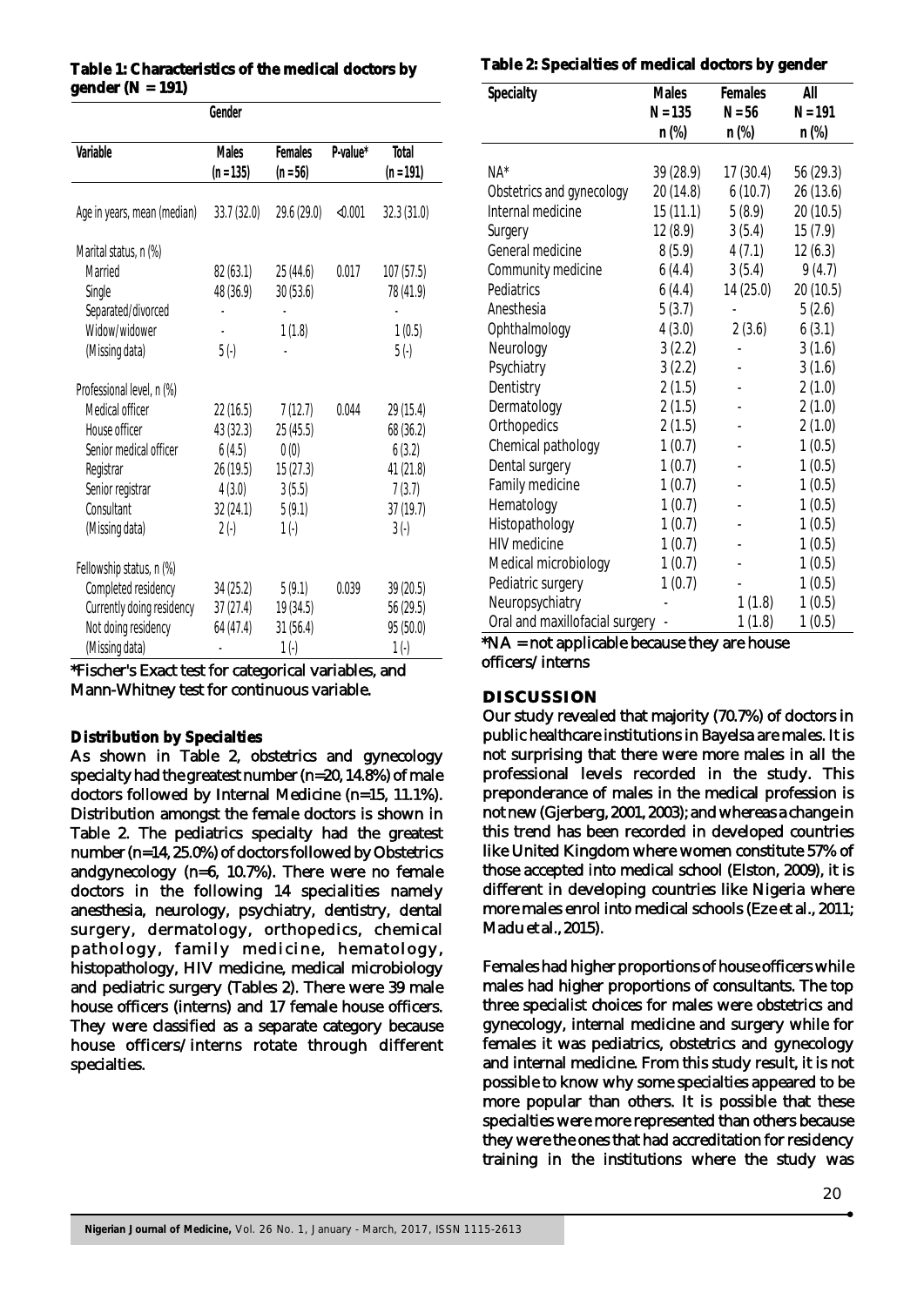**Table 1: Characteristics of the medical doctors by gender (N = 191)**

| Variable | Gender | | | |
|---|---|---|---|---|
| | Males (n = 135) | Females (n = 56) | P-value* | Total (n = 191) |
| Age in years, mean (median) | 33.7 (32.0) | 29.6 (29.0) | <0.001 | 32.3 (31.0) |
| Marital status, n (%) | | | | |
| Married | 82 (63.1) | 25 (44.6) | 0.017 | 107 (57.5) |
| Single | 48 (36.9) | 30 (53.6) | | 78 (41.9) |
| Separated/divorced | - | - | | - |
| Widow/widower | - | 1 (1.8) | | 1 (0.5) |
| (Missing data) | 5 (-) | - | | 5 (-) |
| Professional level, n (%) | | | | |
| Medical officer | 22 (16.5) | 7 (12.7) | 0.044 | 29 (15.4) |
| House officer | 43 (32.3) | 25 (45.5) | | 68 (36.2) |
| Senior medical officer | 6 (4.5) | 0 (0) | | 6 (3.2) |
| Registrar | 26 (19.5) | 15 (27.3) | | 41 (21.8) |
| Senior registrar | 4 (3.0) | 3 (5.5) | | 7 (3.7) |
| Consultant | 32 (24.1) | 5 (9.1) | | 37 (19.7) |
| (Missing data) | 2 (-) | 1 (-) | | 3 (-) |
| Fellowship status, n (%) | | | | |
| Completed residency | 34 (25.2) | 5 (9.1) | 0.039 | 39 (20.5) |
| Currently doing residency | 37 (27.4) | 19 (34.5) | | 56 (29.5) |
| Not doing residency | 64 (47.4) | 31 (56.4) | | 95 (50.0) |
| (Missing data) | - | 1 (-) | | 1 (-) |

*Fischer's Exact test for categorical variables, and Mann-Whitney test for continuous variable.

### Distribution by Specialties

As shown in Table 2, obstetrics and gynecology specialty had the greatest number (n=20, 14.8%) of male doctors followed by Internal Medicine (n=15, 11.1%). Distribution amongst the female doctors is shown in Table 2. The pediatrics specialty had the greatest number (n=14, 25.0%) of doctors followed by Obstetrics andgynecology (n=6, 10.7%). There were no female doctors in the following 14 specialities namely anesthesia, neurology, psychiatry, dentistry, dental surgery, dermatology, orthopedics, chemical pathology, family medicine, hematology, histopathology, HIV medicine, medical microbiology and pediatric surgery (Tables 2). There were 39 male house officers (interns) and 17 female house officers. They were classified as a separate category because house officers/interns rotate through different specialties.

**Table 2: Specialties of medical doctors by gender**

| Specialty | Males N = 135 n (%) | Females N = 56 n (%) | All N = 191 n (%) |
|---|---|---|---|
| NA* | 39 (28.9) | 17 (30.4) | 56 (29.3) |
| Obstetrics and gynecology | 20 (14.8) | 6 (10.7) | 26 (13.6) |
| Internal medicine | 15 (11.1) | 5 (8.9) | 20 (10.5) |
| Surgery | 12 (8.9) | 3 (5.4) | 15 (7.9) |
| General medicine | 8 (5.9) | 4 (7.1) | 12 (6.3) |
| Community medicine | 6 (4.4) | 3 (5.4) | 9 (4.7) |
| Pediatrics | 6 (4.4) | 14 (25.0) | 20 (10.5) |
| Anesthesia | 5 (3.7) | - | 5 (2.6) |
| Ophthalmology | 4 (3.0) | 2 (3.6) | 6 (3.1) |
| Neurology | 3 (2.2) | - | 3 (1.6) |
| Psychiatry | 3 (2.2) | - | 3 (1.6) |
| Dentistry | 2 (1.5) | - | 2 (1.0) |
| Dermatology | 2 (1.5) | - | 2 (1.0) |
| Orthopedics | 2 (1.5) | - | 2 (1.0) |
| Chemical pathology | 1 (0.7) | - | 1 (0.5) |
| Dental surgery | 1 (0.7) | - | 1 (0.5) |
| Family medicine | 1 (0.7) | - | 1 (0.5) |
| Hematology | 1 (0.7) | - | 1 (0.5) |
| Histopathology | 1 (0.7) | - | 1 (0.5) |
| HIV medicine | 1 (0.7) | - | 1 (0.5) |
| Medical microbiology | 1 (0.7) | - | 1 (0.5) |
| Pediatric surgery | 1 (0.7) | - | 1 (0.5) |
| Neuropsychiatry | - | 1 (1.8) | 1 (0.5) |
| Oral and maxillofacial surgery | - | 1 (1.8) | 1 (0.5) |

*NA = not applicable because they are house officers/interns

## DISCUSSION

Our study revealed that majority (70.7%) of doctors in public healthcare institutions in Bayelsa are males. It is not surprising that there were more males in all the professional levels recorded in the study. This preponderance of males in the medical profession is not new (Gjerberg, 2001, 2003); and whereas a change in this trend has been recorded in developed countries like United Kingdom where women constitute 57% of those accepted into medical school (Elston, 2009), it is different in developing countries like Nigeria where more males enrol into medical schools (Eze et al., 2011; Madu et al., 2015).

Females had higher proportions of house officers while males had higher proportions of consultants. The top three specialist choices for males were obstetrics and gynecology, internal medicine and surgery while for females it was pediatrics, obstetrics and gynecology and internal medicine. From this study result, it is not possible to know why some specialties appeared to be more popular than others. It is possible that these specialties were more represented than others because they were the ones that had accreditation for residency training in the institutions where the study was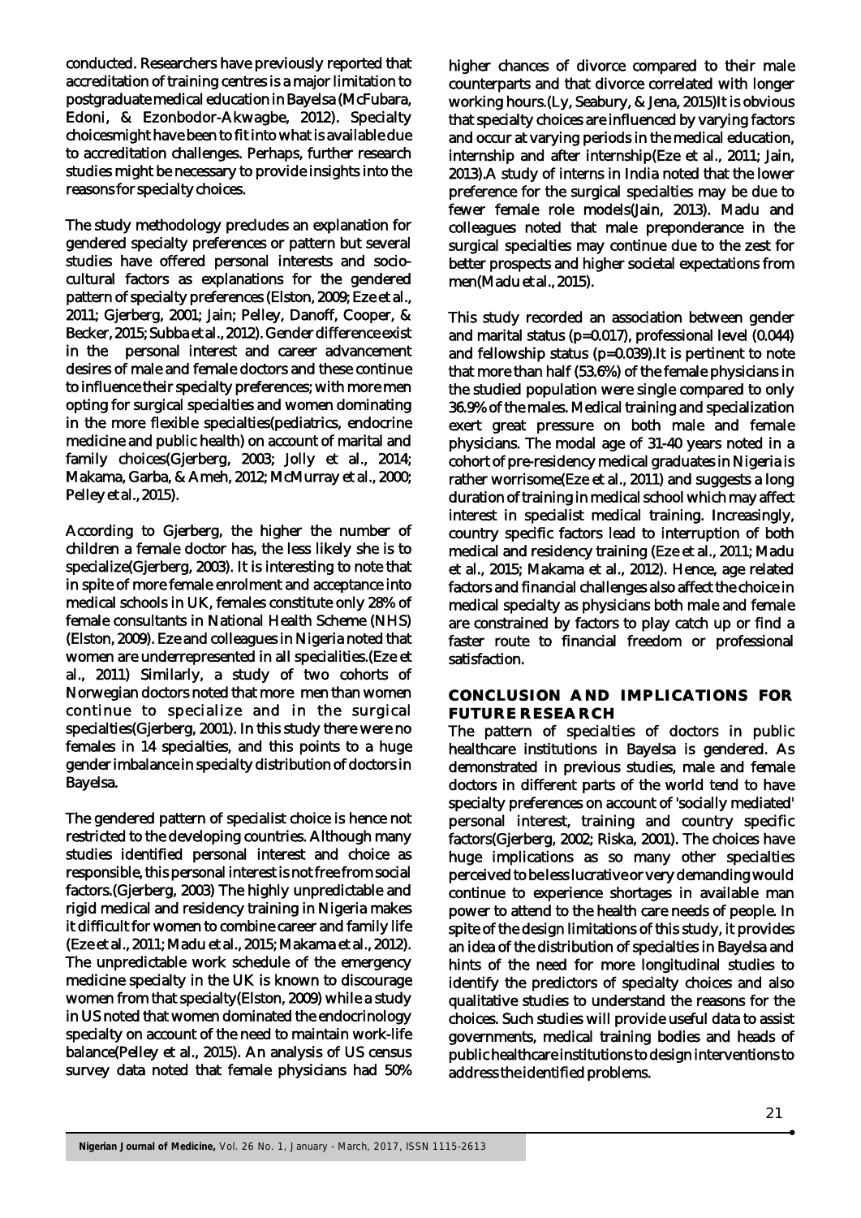conducted. Researchers have previously reported that accreditation of training centres is a major limitation to postgraduate medical education in Bayelsa (McFubara, Edoni, & Ezonbodor-Akwagbe, 2012). Specialty choicesmight have been to fit into what is available due to accreditation challenges. Perhaps, further research studies might be necessary to provide insights into the reasons for specialty choices.

The study methodology precludes an explanation for gendered specialty preferences or pattern but several studies have offered personal interests and socio-cultural factors as explanations for the gendered pattern of specialty preferences (Elston, 2009; Eze et al., 2011; Gjerberg, 2001; Jain; Pelley, Danoff, Cooper, & Becker, 2015; Subba et al., 2012). Gender difference exist in the personal interest and career advancement desires of male and female doctors and these continue to influence their specialty preferences; with more men opting for surgical specialties and women dominating in the more flexible specialties(pediatrics, endocrine medicine and public health) on account of marital and family choices(Gjerberg, 2003; Jolly et al., 2014; Makama, Garba, & Ameh, 2012; McMurray et al., 2000; Pelley et al., 2015).

According to Gjerberg, the higher the number of children a female doctor has, the less likely she is to specialize(Gjerberg, 2003). It is interesting to note that in spite of more female enrolment and acceptance into medical schools in UK, females constitute only 28% of female consultants in National Health Scheme (NHS) (Elston, 2009). Eze and colleagues in Nigeria noted that women are underrepresented in all specialities.(Eze et al., 2011) Similarly, a study of two cohorts of Norwegian doctors noted that more men than women continue to specialize and in the surgical specialties(Gjerberg, 2001). In this study there were no females in 14 specialties, and this points to a huge gender imbalance in specialty distribution of doctors in Bayelsa.

The gendered pattern of specialist choice is hence not restricted to the developing countries. Although many studies identified personal interest and choice as responsible, this personal interest is not free from social factors.(Gjerberg, 2003) The highly unpredictable and rigid medical and residency training in Nigeria makes it difficult for women to combine career and family life (Eze et al., 2011; Madu et al., 2015; Makama et al., 2012). The unpredictable work schedule of the emergency medicine specialty in the UK is known to discourage women from that specialty(Elston, 2009) while a study in US noted that women dominated the endocrinology specialty on account of the need to maintain work-life balance(Pelley et al., 2015). An analysis of US census survey data noted that female physicians had 50% higher chances of divorce compared to their male counterparts and that divorce correlated with longer working hours.(Ly, Seabury, & Jena, 2015)It is obvious that specialty choices are influenced by varying factors and occur at varying periods in the medical education, internship and after internship(Eze et al., 2011; Jain, 2013).A study of interns in India noted that the lower preference for the surgical specialties may be due to fewer female role models(Jain, 2013). Madu and colleagues noted that male preponderance in the surgical specialties may continue due to the zest for better prospects and higher societal expectations from men(Madu et al., 2015).

This study recorded an association between gender and marital status ($p=0.017$), professional level (0.044) and fellowship status ($p=0.039$).It is pertinent to note that more than half (53.6%) of the female physicians in the studied population were single compared to only 36.9% of the males. Medical training and specialization exert great pressure on both male and female physicians. The modal age of 31-40 years noted in a cohort of pre-residency medical graduates in Nigeria is rather worrisome(Eze et al., 2011) and suggests a long duration of training in medical school which may affect interest in specialist medical training. Increasingly, country specific factors lead to interruption of both medical and residency training (Eze et al., 2011; Madu et al., 2015; Makama et al., 2012). Hence, age related factors and financial challenges also affect the choice in medical specialty as physicians both male and female are constrained by factors to play catch up or find a faster route to financial freedom or professional satisfaction.

## CONCLUSION AND IMPLICATIONS FOR FUTURE RESEARCH

The pattern of specialties of doctors in public healthcare institutions in Bayelsa is gendered. As demonstrated in previous studies, male and female doctors in different parts of the world tend to have specialty preferences on account of 'socially mediated' personal interest, training and country specific factors(Gjerberg, 2002; Riska, 2001). The choices have huge implications as so many other specialties perceived to be less lucrative or very demanding would continue to experience shortages in available man power to attend to the health care needs of people. In spite of the design limitations of this study, it provides an idea of the distribution of specialties in Bayelsa and hints of the need for more longitudinal studies to identify the predictors of specialty choices and also qualitative studies to understand the reasons for the choices. Such studies will provide useful data to assist governments, medical training bodies and heads of public healthcare institutions to design interventions to address the identified problems.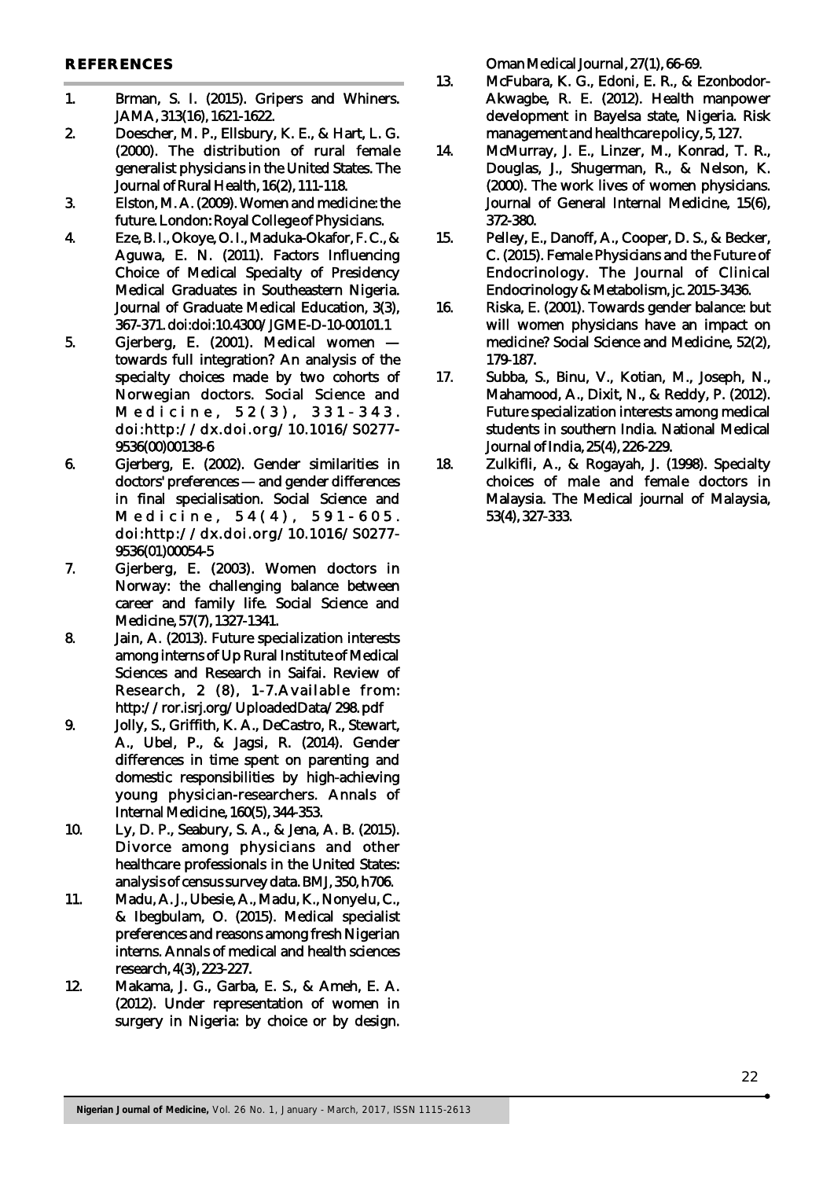## REFERENCES

1. Brman, S. I. (2015). Gripers and Whiners. JAMA, 313(16), 1621-1622.
2. Doescher, M. P., Ellsbury, K. E., & Hart, L. G. (2000). The distribution of rural female generalist physicians in the United States. The Journal of Rural Health, 16(2), 111-118.
3. Elston, M. A. (2009). Women and medicine: the future. London: Royal College of Physicians.
4. Eze, B. I., Okoye, O. I., Maduka-Okafor, F. C., & Aguwa, E. N. (2011). Factors Influencing Choice of Medical Specialty of Presidency Medical Graduates in Southeastern Nigeria. Journal of Graduate Medical Education, 3(3), 367-371. doi:doi:10.4300/JGME-D-10-00101.1
5. Gjerberg, E. (2001). Medical women — towards full integration? An analysis of the specialty choices made by two cohorts of Norwegian doctors. Social Science and Medicine, 52(3), 331-343. doi:http://dx.doi.org/10.1016/S0277-9536(00)00138-6
6. Gjerberg, E. (2002). Gender similarities in doctors' preferences — and gender differences in final specialisation. Social Science and Medicine, 54(4), 591-605. doi:http://dx.doi.org/10.1016/S0277-9536(01)00054-5
7. Gjerberg, E. (2003). Women doctors in Norway: the challenging balance between career and family life. Social Science and Medicine, 57(7), 1327-1341.
8. Jain, A. (2013). Future specialization interests among interns of Up Rural Institute of Medical Sciences and Research in Saifai. Review of Research, 2 (8), 1-7.Available from: http://ror.isrj.org/UploadedData/298.pdf
9. Jolly, S., Griffith, K. A., DeCastro, R., Stewart, A., Ubel, P., & Jagsi, R. (2014). Gender differences in time spent on parenting and domestic responsibilities by high-achieving young physician-researchers. Annals of Internal Medicine, 160(5), 344-353.
10. Ly, D. P., Seabury, S. A., & Jena, A. B. (2015). Divorce among physicians and other healthcare professionals in the United States: analysis of census survey data. BMJ, 350, h706.
11. Madu, A. J., Ubesie, A., Madu, K., Nonyelu, C., & Ibegbulam, O. (2015). Medical specialist preferences and reasons among fresh Nigerian interns. Annals of medical and health sciences research, 4(3), 223-227.
12. Makama, J. G., Garba, E. S., & Ameh, E. A. (2012). Under representation of women in surgery in Nigeria: by choice or by design. Oman Medical Journal, 27(1), 66-69.
13. McFubara, K. G., Edoni, E. R., & Ezonbodor-Akwagbe, R. E. (2012). Health manpower development in Bayelsa state, Nigeria. Risk management and healthcare policy, 5, 127.
14. McMurray, J. E., Linzer, M., Konrad, T. R., Douglas, J., Shugerman, R., & Nelson, K. (2000). The work lives of women physicians. Journal of General Internal Medicine, 15(6), 372-380.
15. Pelley, E., Danoff, A., Cooper, D. S., & Becker, C. (2015). Female Physicians and the Future of Endocrinology. The Journal of Clinical Endocrinology & Metabolism, jc. 2015-3436.
16. Riska, E. (2001). Towards gender balance: but will women physicians have an impact on medicine? Social Science and Medicine, 52(2), 179-187.
17. Subba, S., Binu, V., Kotian, M., Joseph, N., Mahamood, A., Dixit, N., & Reddy, P. (2012). Future specialization interests among medical students in southern India. National Medical Journal of India, 25(4), 226-229.
18. Zulkifli, A., & Rogayah, J. (1998). Specialty choices of male and female doctors in Malaysia. The Medical journal of Malaysia, 53(4), 327-333.